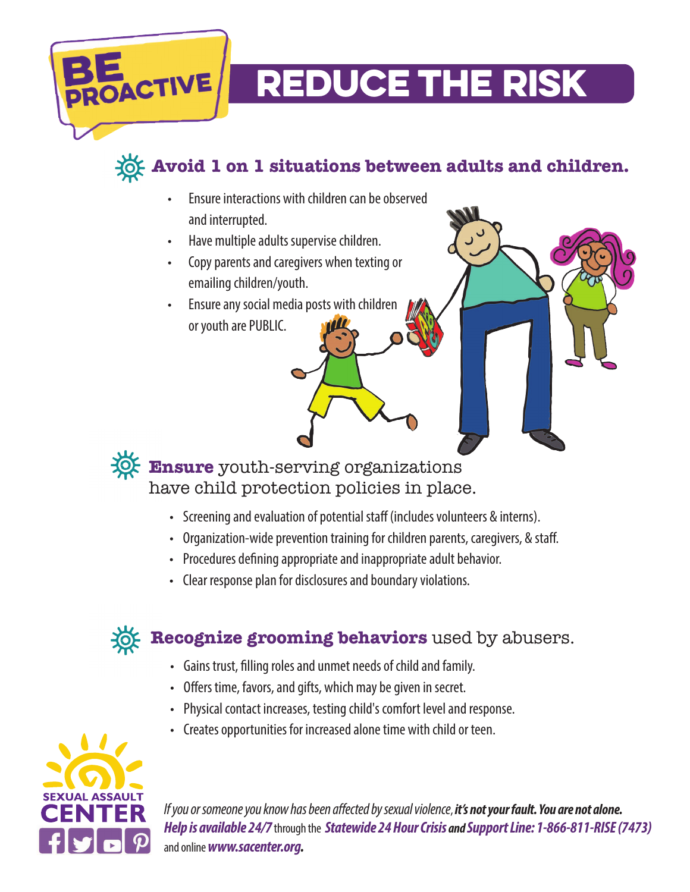# BE PROACTIVE — REDUCE THE RISK

## Avoid 1 on 1 situations between adults and children.

- Ensure interactions with children can be observed and interrupted.
- Have multiple adults supervise children.
- Copy parents and caregivers when texting or emailing children/youth.
- Ensure any social media posts with children or youth are PUBLIC.

## **Ensure** youth-serving organizations have child protection policies in place.

- Screening and evaluation of potential staff (includes volunteers & interns).
- Organization-wide prevention training for children parents, caregivers, & staff.
- Procedures defining appropriate and inappropriate adult behavior.
- Clear response plan for disclosures and boundary violations.

## **Recognize grooming behaviors** used by abusers.

- Gains trust, filling roles and unmet needs of child and family.
- Offers time, favors, and gifts, which may be given in secret.
- Physical contact increases, testing child's comfort level and response.
- Creates opportunities for increased alone time with child or teen.

SEXUAL ASSAULT CENTER

*If you or someone you know has been affected by sexual violence, **it's not your fault. You are not alone.***
***Help is available 24/7*** through the ***Statewide 24 Hour Crisis and Support Line: 1-866-811-RISE (7473)*** and online ***www.sacenter.org.***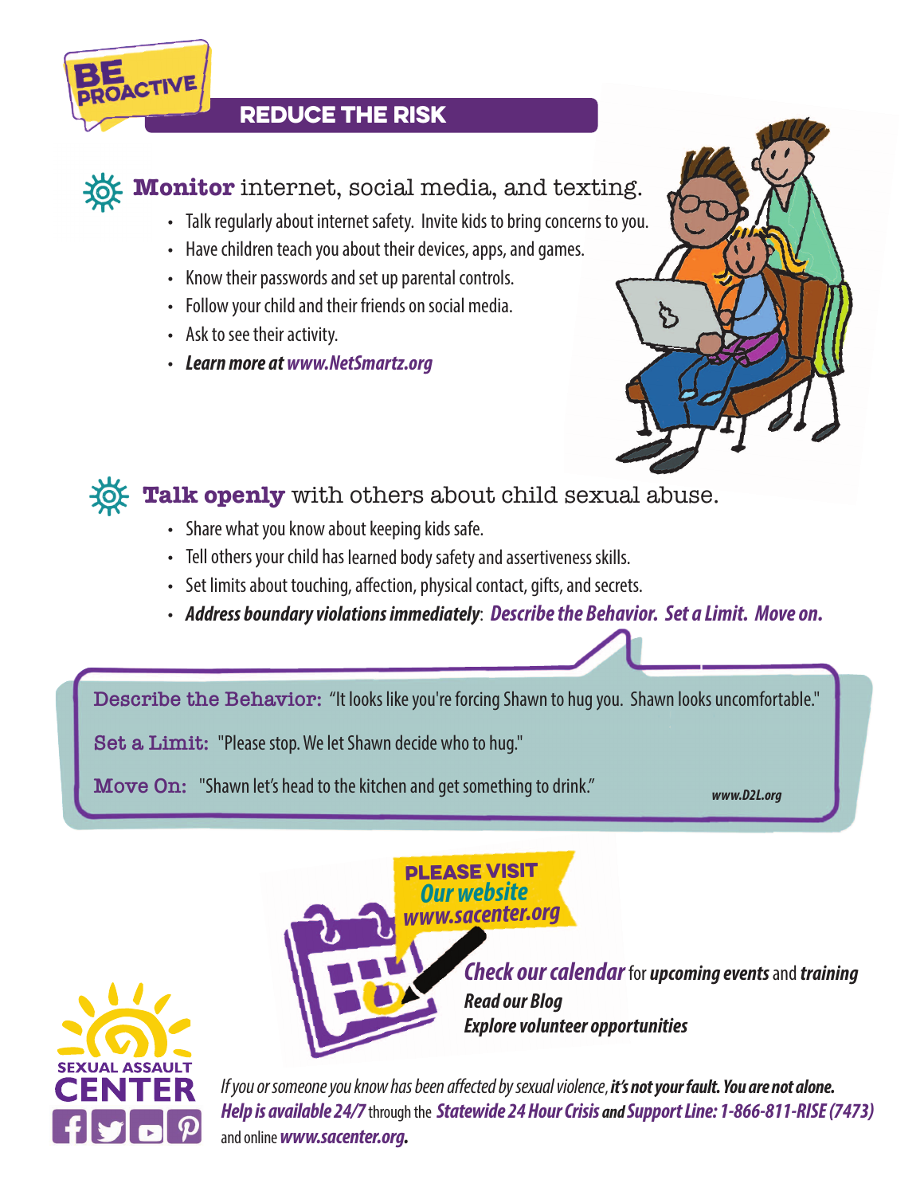**BE PROACTIVE**

## REDUCE THE RISK

### **Monitor** internet, social media, and texting.

- Talk regularly about internet safety. Invite kids to bring concerns to you.
- Have children teach you about their devices, apps, and games.
- Know their passwords and set up parental controls.
- Follow your child and their friends on social media.
- Ask to see their activity.
- ***Learn more at www.NetSmartz.org***

### **Talk openly** with others about child sexual abuse.

- Share what you know about keeping kids safe.
- Tell others your child has learned body safety and assertiveness skills.
- Set limits about touching, affection, physical contact, gifts, and secrets.
- ***Address boundary violations immediately***: ***Describe the Behavior. Set a Limit. Move on.***

Describe the Behavior: "It looks like you're forcing Shawn to hug you. Shawn looks uncomfortable."

Set a Limit: "Please stop. We let Shawn decide who to hug."

Move On: "Shawn let's head to the kitchen and get something to drink."

*www.D2L.org*

**PLEASE VISIT**
***Our website***
***www.sacenter.org***

***Check our calendar*** for ***upcoming events*** and ***training***
***Read our Blog***
***Explore volunteer opportunities***

SEXUAL ASSAULT CENTER

*If you or someone you know has been affected by sexual violence, **it's not your fault. You are not alone.***
***Help is available 24/7*** through the ***Statewide 24 Hour Crisis and Support Line: 1-866-811-RISE (7473)*** and online ***www.sacenter.org.***